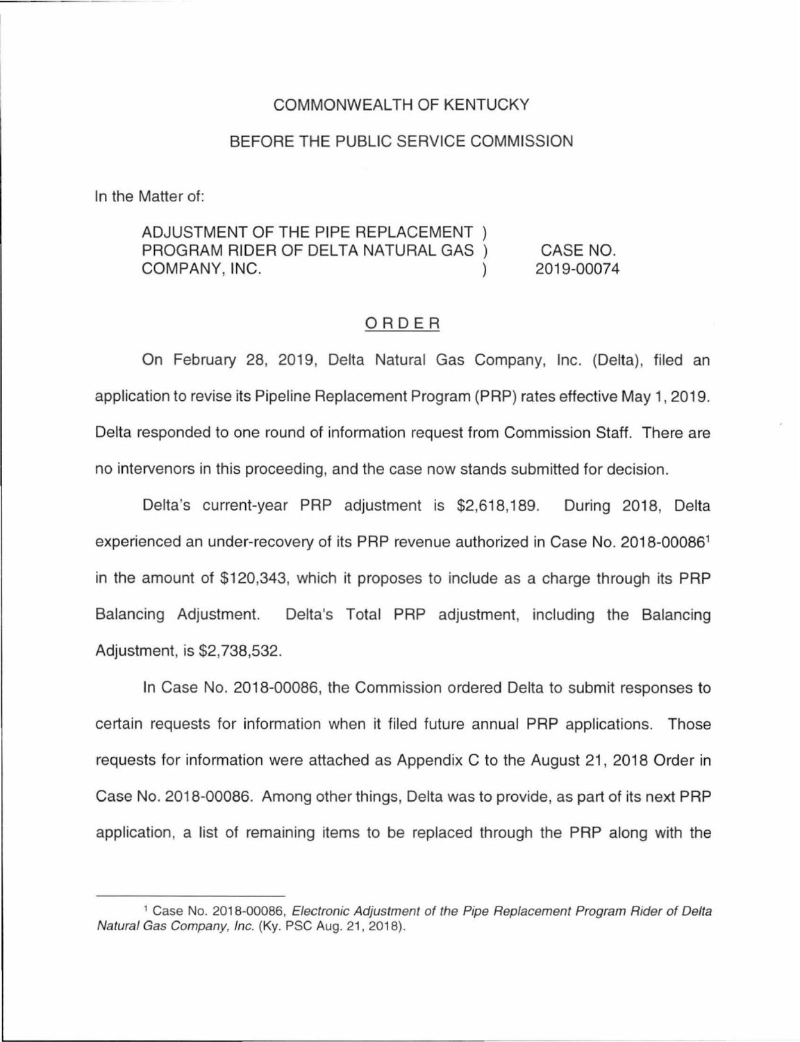COMMONWEALTH OF KENTUCKY

BEFORE THE PUBLIC SERVICE COMMISSION

In the Matter of:

| | | |
|---|---|---|
| ADJUSTMENT OF THE PIPE REPLACEMENT PROGRAM RIDER OF DELTA NATURAL GAS COMPANY, INC. | ) ) ) | CASE NO. 2019-00074 |

## ORDER

On February 28, 2019, Delta Natural Gas Company, Inc. (Delta), filed an application to revise its Pipeline Replacement Program (PRP) rates effective May 1, 2019. Delta responded to one round of information request from Commission Staff. There are no intervenors in this proceeding, and the case now stands submitted for decision.

Delta's current-year PRP adjustment is $2,618,189. During 2018, Delta experienced an under-recovery of its PRP revenue authorized in Case No. 2018-00086[1] in the amount of $120,343, which it proposes to include as a charge through its PRP Balancing Adjustment. Delta's Total PRP adjustment, including the Balancing Adjustment, is $2,738,532.

In Case No. 2018-00086, the Commission ordered Delta to submit responses to certain requests for information when it filed future annual PRP applications. Those requests for information were attached as Appendix C to the August 21, 2018 Order in Case No. 2018-00086. Among other things, Delta was to provide, as part of its next PRP application, a list of remaining items to be replaced through the PRP along with the

---

[1] Case No. 2018-00086, *Electronic Adjustment of the Pipe Replacement Program Rider of Delta Natural Gas Company, Inc.* (Ky. PSC Aug. 21, 2018).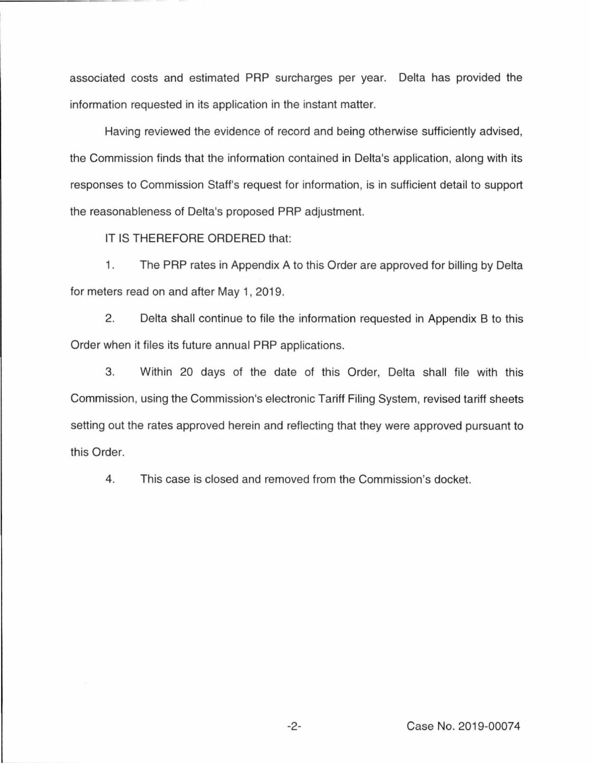associated costs and estimated PRP surcharges per year. Delta has provided the information requested in its application in the instant matter.

Having reviewed the evidence of record and being otherwise sufficiently advised, the Commission finds that the information contained in Delta's application, along with its responses to Commission Staff's request for information, is in sufficient detail to support the reasonableness of Delta's proposed PRP adjustment.

IT IS THEREFORE ORDERED that:

1. The PRP rates in Appendix A to this Order are approved for billing by Delta for meters read on and after May 1, 2019.

2. Delta shall continue to file the information requested in Appendix B to this Order when it files its future annual PRP applications.

3. Within 20 days of the date of this Order, Delta shall file with this Commission, using the Commission's electronic Tariff Filing System, revised tariff sheets setting out the rates approved herein and reflecting that they were approved pursuant to this Order.

4. This case is closed and removed from the Commission's docket.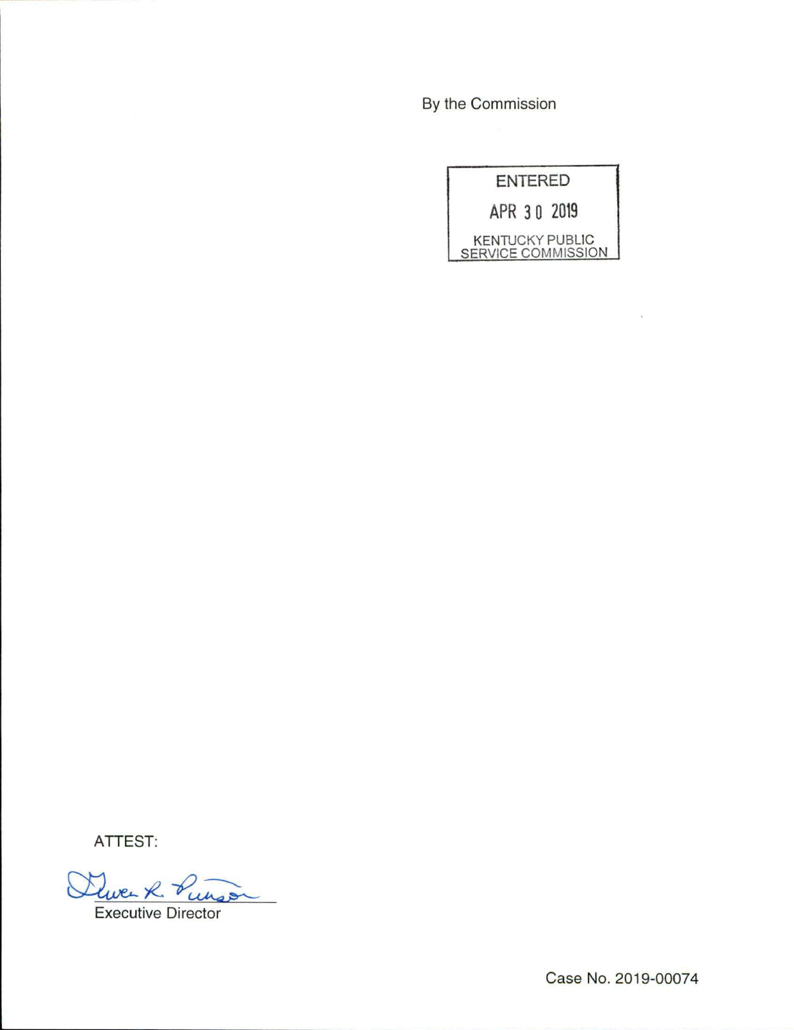By the Commission

ENTERED

APR 30 2019

KENTUCKY PUBLIC SERVICE COMMISSION

ATTEST:

Executive Director

Case No. 2019-00074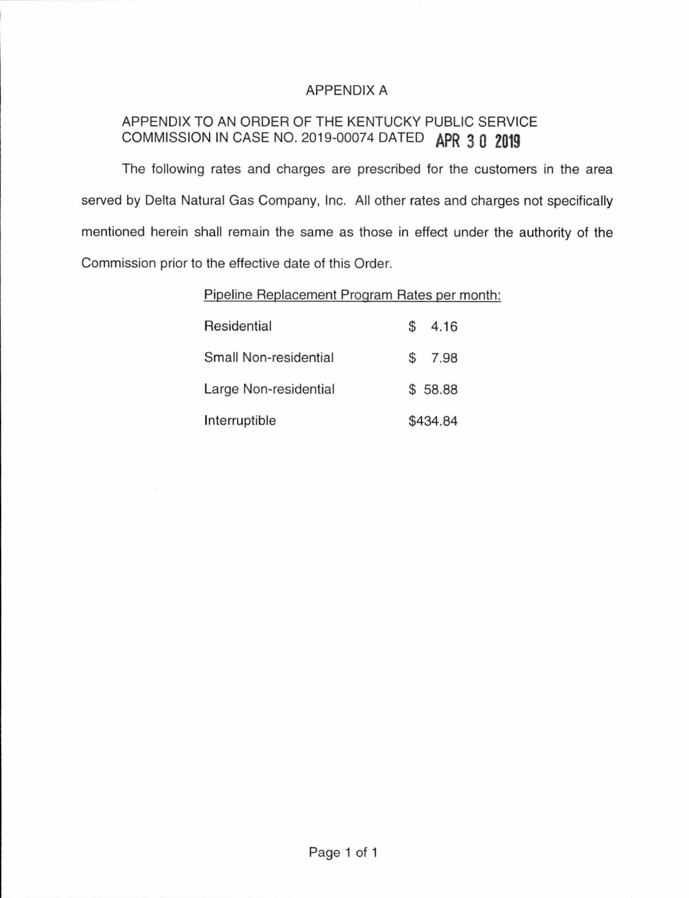# APPENDIX A

APPENDIX TO AN ORDER OF THE KENTUCKY PUBLIC SERVICE COMMISSION IN CASE NO. 2019-00074 DATED **APR 30 2019**

The following rates and charges are prescribed for the customers in the area served by Delta Natural Gas Company, Inc. All other rates and charges not specifically mentioned herein shall remain the same as those in effect under the authority of the Commission prior to the effective date of this Order.

Pipeline Replacement Program Rates per month:

| | |
|---|---|
| Residential | $ 4.16 |
| Small Non-residential | $ 7.98 |
| Large Non-residential | $ 58.88 |
| Interruptible | $434.84 |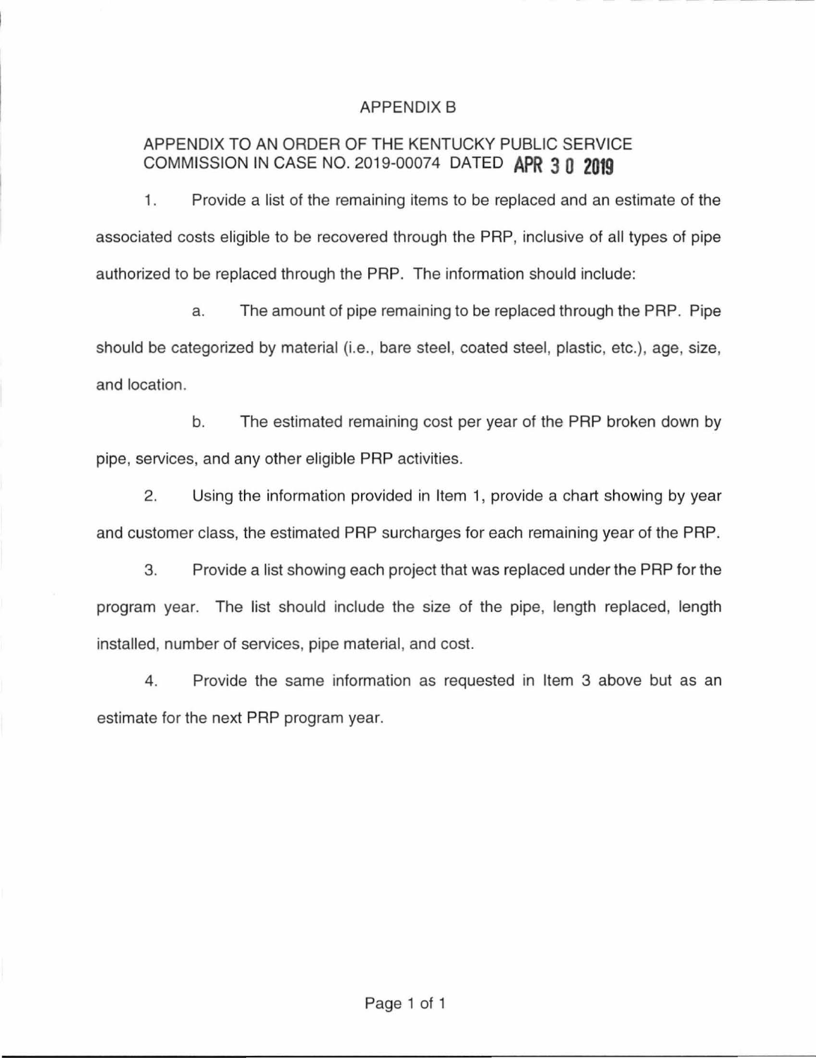# APPENDIX B

## APPENDIX TO AN ORDER OF THE KENTUCKY PUBLIC SERVICE COMMISSION IN CASE NO. 2019-00074 DATED APR 30 2019

1. Provide a list of the remaining items to be replaced and an estimate of the associated costs eligible to be recovered through the PRP, inclusive of all types of pipe authorized to be replaced through the PRP. The information should include:

   a. The amount of pipe remaining to be replaced through the PRP. Pipe should be categorized by material (i.e., bare steel, coated steel, plastic, etc.), age, size, and location.

   b. The estimated remaining cost per year of the PRP broken down by pipe, services, and any other eligible PRP activities.

2. Using the information provided in Item 1, provide a chart showing by year and customer class, the estimated PRP surcharges for each remaining year of the PRP.

3. Provide a list showing each project that was replaced under the PRP for the program year. The list should include the size of the pipe, length replaced, length installed, number of services, pipe material, and cost.

4. Provide the same information as requested in Item 3 above but as an estimate for the next PRP program year.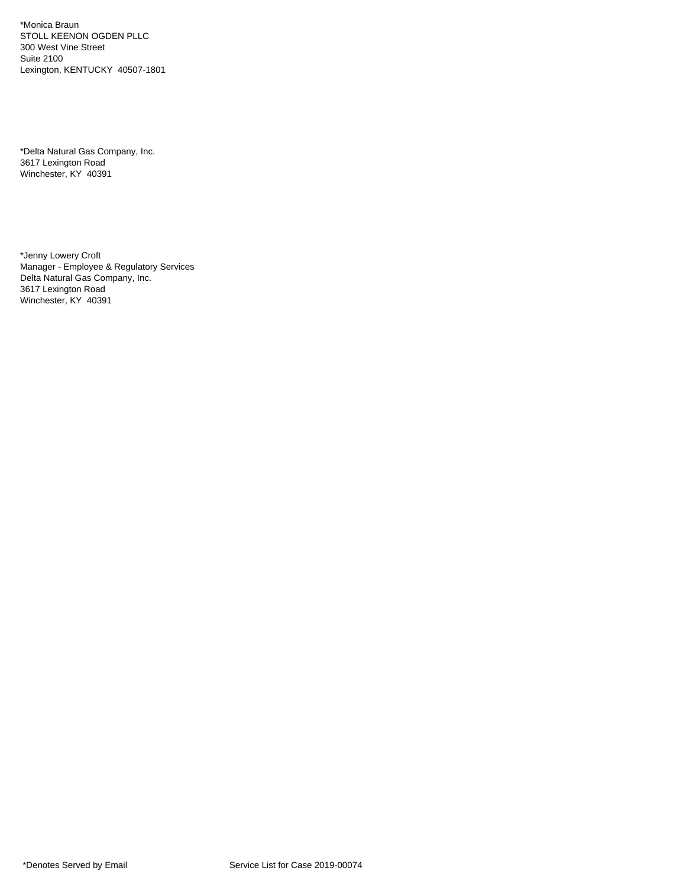*Monica Braun
STOLL KEENON OGDEN PLLC
300 West Vine Street
Suite 2100
Lexington, KENTUCKY  40507-1801

*Delta Natural Gas Company, Inc.
3617 Lexington Road
Winchester, KY  40391

*Jenny Lowery Croft
Manager - Employee & Regulatory Services
Delta Natural Gas Company, Inc.
3617 Lexington Road
Winchester, KY  40391

*Denotes Served by Email

Service List for Case 2019-00074